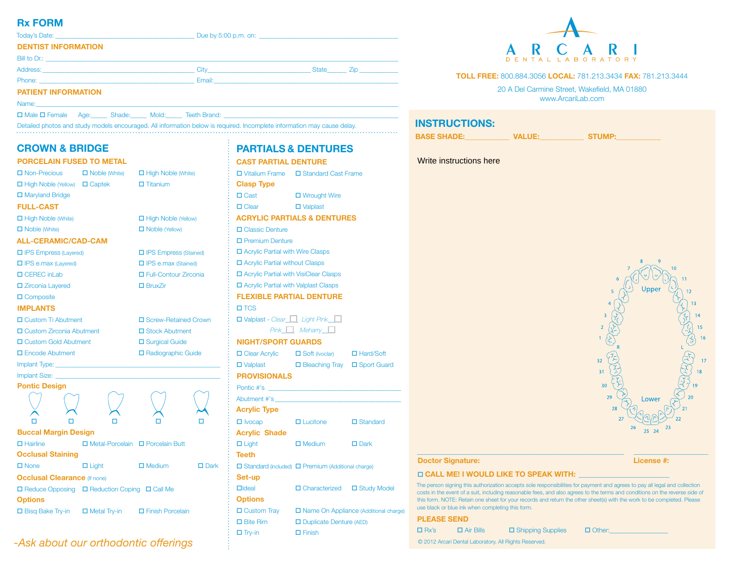# Rx FORM

Today's Date: ______________________ Due by 5:00 p.m. on: ______________________

## DENTIST INFORMATION

Bill to Dr.: ______________________

Address: ______________________ City______________ State_____ Zip _________

Phone: ______________________ Email: ______________________

## PATIENT INFORMATION

Name: ______________________

☐ Male ☐ Female Age:_____ Shade:_____ Mold:_____ Teeth Brand: ______________________

Detailed photos and study models encouraged. All information below is required. Incomplete information may cause delay.

## CROWN & BRIDGE

### PORCELAIN FUSED TO METAL

- ☐ Non-Precious
- ☐ Noble (White)
- ☐ High Noble (White)
- ☐ High Noble (Yellow)
- ☐ Captek
- ☐ Titanium
- ☐ Maryland Bridge

### FULL-CAST

- ☐ High Noble (White)
- ☐ High Noble (Yellow)
- ☐ Noble (White)
- ☐ Noble (Yellow)

### ALL-CERAMIC/CAD-CAM

- ☐ IPS Empress (Layered)
- ☐ IPS Empress (Stained)
- ☐ IPS e.max (Layered)
- ☐ IPS e.max (Stained)
- ☐ CEREC inLab
- ☐ Full-Contour Zirconia
- ☐ Zirconia Layered
- ☐ BruxZir
- ☐ Composite

### IMPLANTS

- ☐ Custom Ti Abutment
- ☐ Screw-Retained Crown
- ☐ Custom Zirconia Abutment
- ☐ Stock Abutment
- ☐ Custom Gold Abutment
- ☐ Surgical Guide
- ☐ Encode Abutment
- ☐ Radiographic Guide

Implant Type: ______________________

Implant Size: ______________________

### Pontic Design

☐ ☐ ☐ ☐ ☐

### Buccal Margin Design

- ☐ Hairline
- ☐ Metal-Porcelain
- ☐ Porcelain Butt

### Occlusal Staining

- ☐ None
- ☐ Light
- ☐ Medium
- ☐ Dark

### Occlusal Clearance (If none)

- ☐ Reduce Opposing
- ☐ Reduction Coping
- ☐ Call Me

### Options

- ☐ Bisq Bake Try-in
- ☐ Metal Try-in
- ☐ Finish Porcelain

*-Ask about our orthodontic offerings*

## PARTIALS & DENTURES

### CAST PARTIAL DENTURE

- ☐ Vitalium Frame
- ☐ Standard Cast Frame

### Clasp Type

- ☐ Cast
- ☐ Wrought Wire
- ☐ Clear
- ☐ Valplast

### ACRYLIC PARTIALS & DENTURES

- ☐ Classic Denture
- ☐ Premium Denture
- ☐ Acrylic Partial with Wire Clasps
- ☐ Acrylic Partial without Clasps
- ☐ Acrylic Partial with VisiClear Clasps
- ☐ Acrylic Partial with Valplast Clasps

### FLEXIBLE PARTIAL DENTURE

- ☐ TCS
- ☐ Valplast - *Clear*__☐ *Light Pink*__☐ *Pink*__☐ *Meharry*__☐

### NIGHT/SPORT GUARDS

- ☐ Clear Acrylic
- ☐ Soft (Ivoclar)
- ☐ Hard/Soft
- ☐ Valplast
- ☐ Bleaching Tray
- ☐ Sport Guard

### PROVISIONALS

Pontic #'s ______________________

Abutment #'s______________________

### Acrylic Type

- ☐ Ivocap
- ☐ Lucitone
- ☐ Standard

### Acrylic Shade

- ☐ Light
- ☐ Medium
- ☐ Dark

### Teeth

- ☐ Standard (included)
- ☐ Premium (Additional charge)

### Set-up

- ☐ Ideal
- ☐ Characterized
- ☐ Study Model

### Options

- ☐ Custom Tray
- ☐ Name On Appliance (Additional charge)
- ☐ Bite Rim
- ☐ Duplicate Denture (AED)
- ☐ Try-in
- ☐ Finish

---

**ARCARI** DENTAL LABORATORY

**TOLL FREE:** 800.884.3056 **LOCAL:** 781.213.3434 **FAX:** 781.213.3444

20 A Del Carmine Street, Wakefield, MA 01880
www.ArcariLab.com

## INSTRUCTIONS:

**BASE SHADE:**__________ **VALUE:**__________ **STUMP:**__________

Write instructions here

Upper: 1 2 3 4 5 6 7 8 9 10 11 12 13 14 15 16 (R — L)

Lower: 32 31 30 29 28 27 26 25 24 23 22 21 20 19 18 17

**Doctor Signature:** ______________________ **License #:** __________

☐ **CALL ME! I WOULD LIKE TO SPEAK WITH:** ______________________

The person signing this authorization accepts sole responsibilities for payment and agrees to pay all legal and collection costs in the event of a suit, including reasonable fees, and also agrees to the terms and conditions on the reverse side of this form. NOTE: Retain one sheet for your records and return the other sheet(s) with the work to be completed. Please use black or blue ink when completing this form.

### PLEASE SEND

- ☐ Rx's
- ☐ Air Bills
- ☐ Shipping Supplies
- ☐ Other:______________

© 2012 Arcari Dental Laboratory. All Rights Reserved.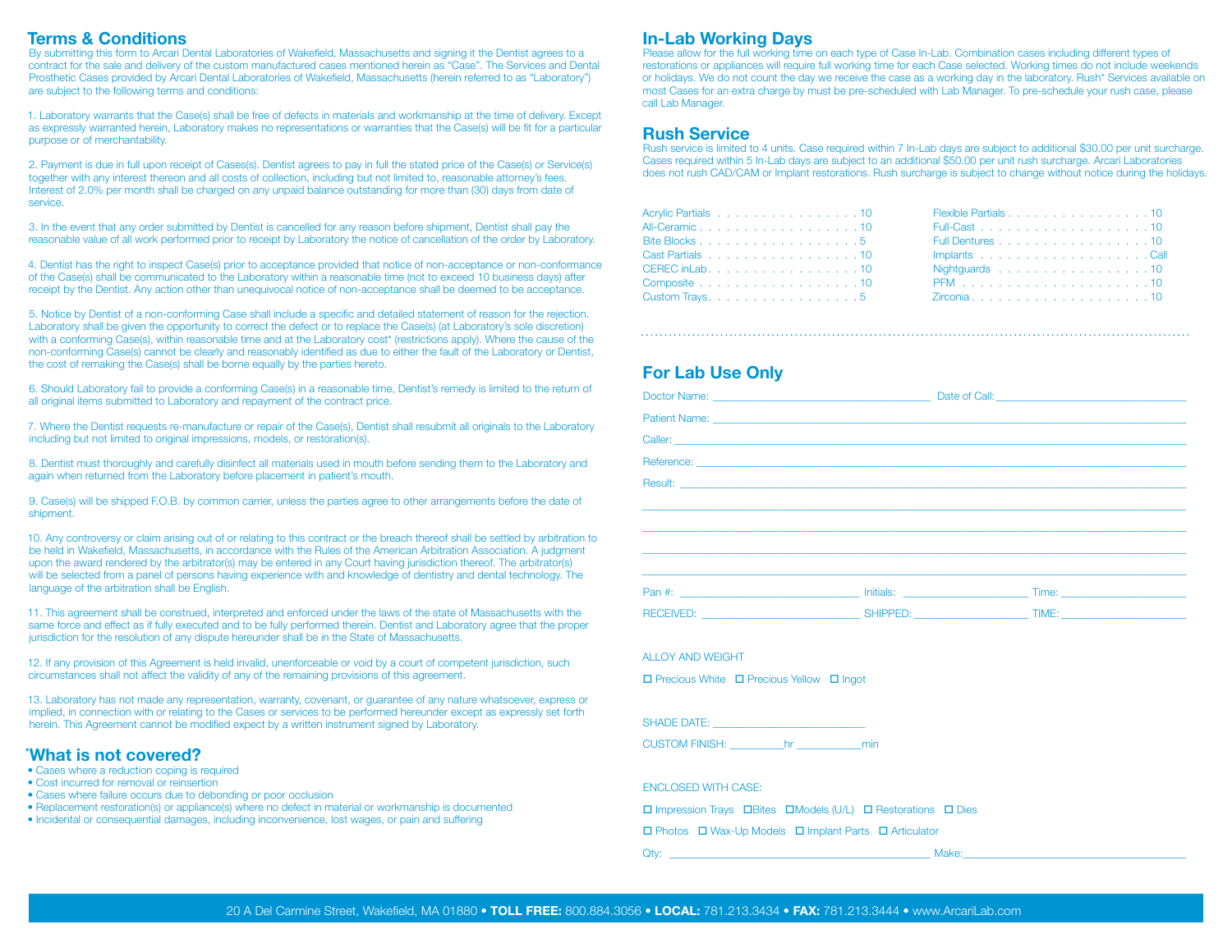## Terms & Conditions

By submitting this form to Arcari Dental Laboratories of Wakefield, Massachusetts and signing it the Dentist agrees to a contract for the sale and delivery of the custom manufactured cases mentioned herein as "Case". The Services and Dental Prosthetic Cases provided by Arcari Dental Laboratories of Wakefield, Massachusetts (herein referred to as "Laboratory") are subject to the following terms and conditions:

1. Laboratory warrants that the Case(s) shall be free of defects in materials and workmanship at the time of delivery. Except as expressly warranted herein, Laboratory makes no representations or warranties that the Case(s) will be fit for a particular purpose or of merchantability.

2. Payment is due in full upon receipt of Cases(s). Dentist agrees to pay in full the stated price of the Case(s) or Service(s) together with any interest thereon and all costs of collection, including but not limited to, reasonable attorney's fees. Interest of 2.0% per month shall be charged on any unpaid balance outstanding for more than (30) days from date of service.

3. In the event that any order submitted by Dentist is cancelled for any reason before shipment, Dentist shall pay the reasonable value of all work performed prior to receipt by Laboratory the notice of cancellation of the order by Laboratory.

4. Dentist has the right to inspect Case(s) prior to acceptance provided that notice of non-acceptance or non-conformance of the Case(s) shall be communicated to the Laboratory within a reasonable time (not to exceed 10 business days) after receipt by the Dentist. Any action other than unequivocal notice of non-acceptance shall be deemed to be acceptance.

5. Notice by Dentist of a non-conforming Case shall include a specific and detailed statement of reason for the rejection. Laboratory shall be given the opportunity to correct the defect or to replace the Case(s) (at Laboratory's sole discretion) with a conforming Case(s), within reasonable time and at the Laboratory cost* (restrictions apply). Where the cause of the non-conforming Case(s) cannot be clearly and reasonably identified as due to either the fault of the Laboratory or Dentist, the cost of remaking the Case(s) shall be borne equally by the parties hereto.

6. Should Laboratory fail to provide a conforming Case(s) in a reasonable time, Dentist's remedy is limited to the return of all original items submitted to Laboratory and repayment of the contract price.

7. Where the Dentist requests re-manufacture or repair of the Case(s), Dentist shall resubmit all originals to the Laboratory including but not limited to original impressions, models, or restoration(s).

8. Dentist must thoroughly and carefully disinfect all materials used in mouth before sending them to the Laboratory and again when returned from the Laboratory before placement in patient's mouth.

9. Case(s) will be shipped F.O.B. by common carrier, unless the parties agree to other arrangements before the date of shipment.

10. Any controversy or claim arising out of or relating to this contract or the breach thereof shall be settled by arbitration to be held in Wakefield, Massachusetts, in accordance with the Rules of the American Arbitration Association. A judgment upon the award rendered by the arbitrator(s) may be entered in any Court having jurisdiction thereof. The arbitrator(s) will be selected from a panel of persons having experience with and knowledge of dentistry and dental technology. The language of the arbitration shall be English.

11. This agreement shall be construed, interpreted and enforced under the laws of the state of Massachusetts with the same force and effect as if fully executed and to be fully performed therein. Dentist and Laboratory agree that the proper jurisdiction for the resolution of any dispute hereunder shall be in the State of Massachusetts.

12. If any provision of this Agreement is held invalid, unenforceable or void by a court of competent jurisdiction, such circumstances shall not affect the validity of any of the remaining provisions of this agreement.

13. Laboratory has not made any representation, warranty, covenant, or guarantee of any nature whatsoever, express or implied, in connection with or relating to the Cases or services to be performed hereunder except as expressly set forth herein. This Agreement cannot be modified expect by a written instrument signed by Laboratory.

## *What is not covered?

- Cases where a reduction coping is required
- Cost incurred for removal or reinsertion
- Cases where failure occurs due to debonding or poor occlusion
- Replacement restoration(s) or appliance(s) where no defect in material or workmanship is documented
- Incidental or consequential damages, including inconvenience, lost wages, or pain and suffering

## In-Lab Working Days

Please allow for the full working time on each type of Case In-Lab. Combination cases including different types of restorations or appliances will require full working time for each Case selected. Working times do not include weekends or holidays. We do not count the day we receive the case as a working day in the laboratory. Rush* Services available on most Cases for an extra charge by must be pre-scheduled with Lab Manager. To pre-schedule your rush case, please call Lab Manager.

## Rush Service

Rush service is limited to 4 units. Case required within 7 In-Lab days are subject to additional $30.00 per unit surcharge. Cases required within 5 In-Lab days are subject to an additional $50.00 per unit rush surcharge. Arcari Laboratories does not rush CAD/CAM or Implant restorations. Rush surcharge is subject to change without notice during the holidays.

| | | | |
|---|---|---|---|
| Acrylic Partials | 10 | Flexible Partials | 10 |
| All-Ceramic | 10 | Full-Cast | 10 |
| Bite Blocks | 5 | Full Dentures | 10 |
| Cast Partials | 10 | Implants | Call |
| CEREC inLab | 10 | Nightguards | 10 |
| Composite | 10 | PFM | 10 |
| Custom Trays | 5 | Zirconia | 10 |

## For Lab Use Only

Doctor Name: ______________________ Date of Call: ______________________

Patient Name: ______________________

Caller: ______________________

Reference: ______________________

Result: ______________________

Pan #: ______________ Initials: ______________ Time: ______________

RECEIVED: ______________ SHIPPED: ______________ TIME: ______________

ALLOY AND WEIGHT

☐ Precious White ☐ Precious Yellow ☐ Ingot

SHADE DATE: ______________

CUSTOM FINISH: ________hr __________min

ENCLOSED WITH CASE:

☐ Impression Trays ☐ Bites ☐ Models (U/L) ☐ Restorations ☐ Dies

☐ Photos ☐ Wax-Up Models ☐ Implant Parts ☐ Articulator

Qty: ______________________ Make: ______________________

20 A Del Carmine Street, Wakefield, MA 01880 • **TOLL FREE:** 800.884.3056 • **LOCAL:** 781.213.3434 • **FAX:** 781.213.3444 • www.ArcariLab.com